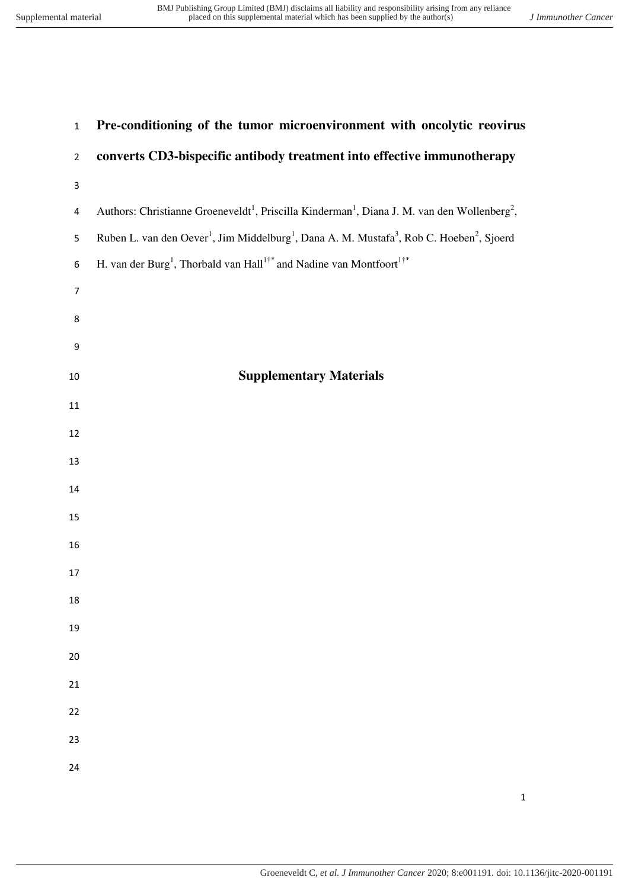# Pre-conditioning of the tumor microenvironment with oncolytic reovirus converts CD3-bispecific antibody treatment into effective immunotherapy

Authors: Christianne Groeneveldt[1], Priscilla Kinderman[1], Diana J. M. van den Wollenberg[2], Ruben L. van den Oever[1], Jim Middelburg[1], Dana A. M. Mustafa[3], Rob C. Hoeben[2], Sjoerd H. van der Burg[1], Thorbald van Hall[1†*] and Nadine van Montfoort[1†*]

## Supplementary Materials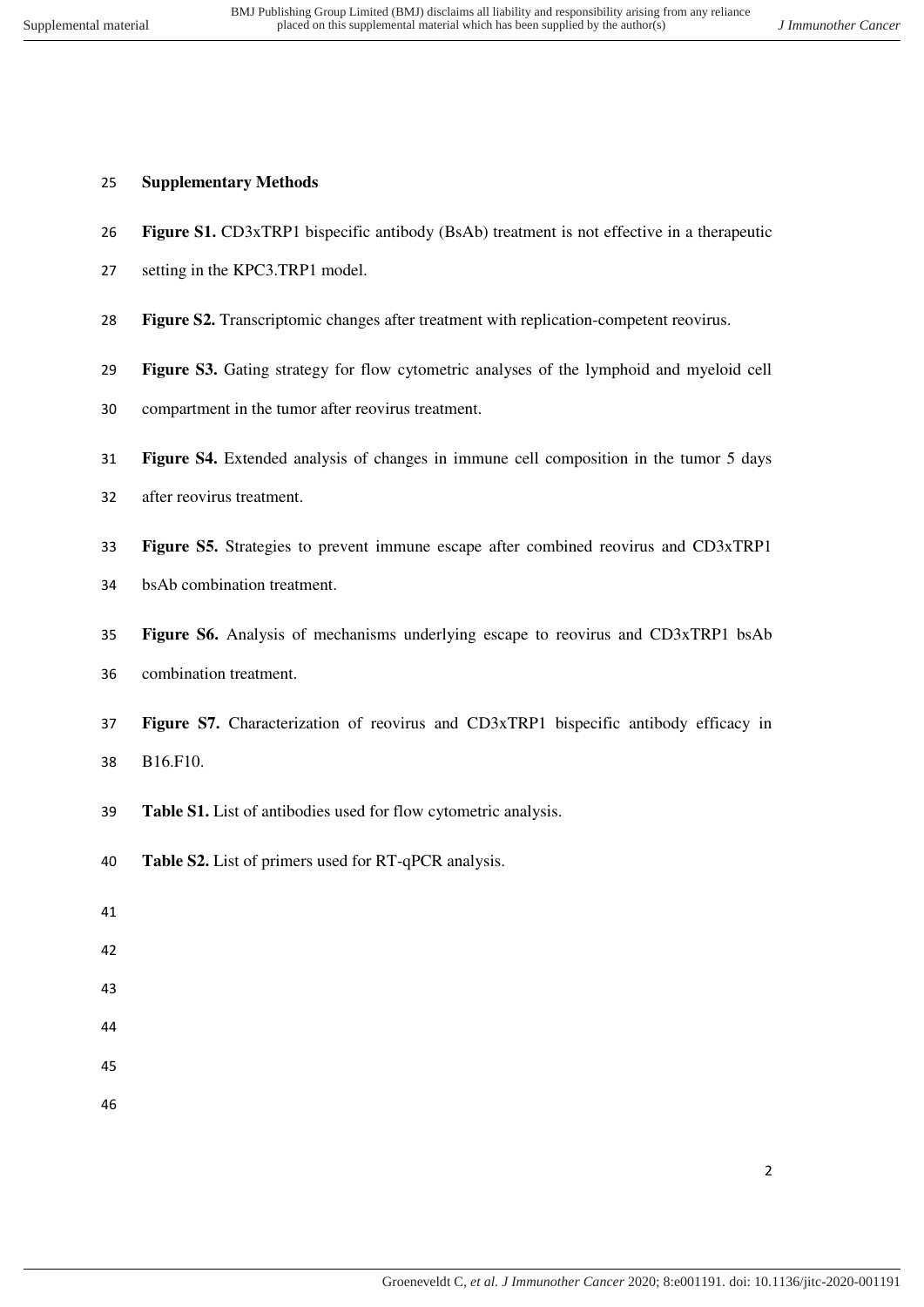## Supplementary Methods

**Figure S1.** CD3xTRP1 bispecific antibody (BsAb) treatment is not effective in a therapeutic setting in the KPC3.TRP1 model.

**Figure S2.** Transcriptomic changes after treatment with replication-competent reovirus.

**Figure S3.** Gating strategy for flow cytometric analyses of the lymphoid and myeloid cell compartment in the tumor after reovirus treatment.

**Figure S4.** Extended analysis of changes in immune cell composition in the tumor 5 days after reovirus treatment.

**Figure S5.** Strategies to prevent immune escape after combined reovirus and CD3xTRP1 bsAb combination treatment.

**Figure S6.** Analysis of mechanisms underlying escape to reovirus and CD3xTRP1 bsAb combination treatment.

**Figure S7.** Characterization of reovirus and CD3xTRP1 bispecific antibody efficacy in B16.F10.

**Table S1.** List of antibodies used for flow cytometric analysis.

**Table S2.** List of primers used for RT-qPCR analysis.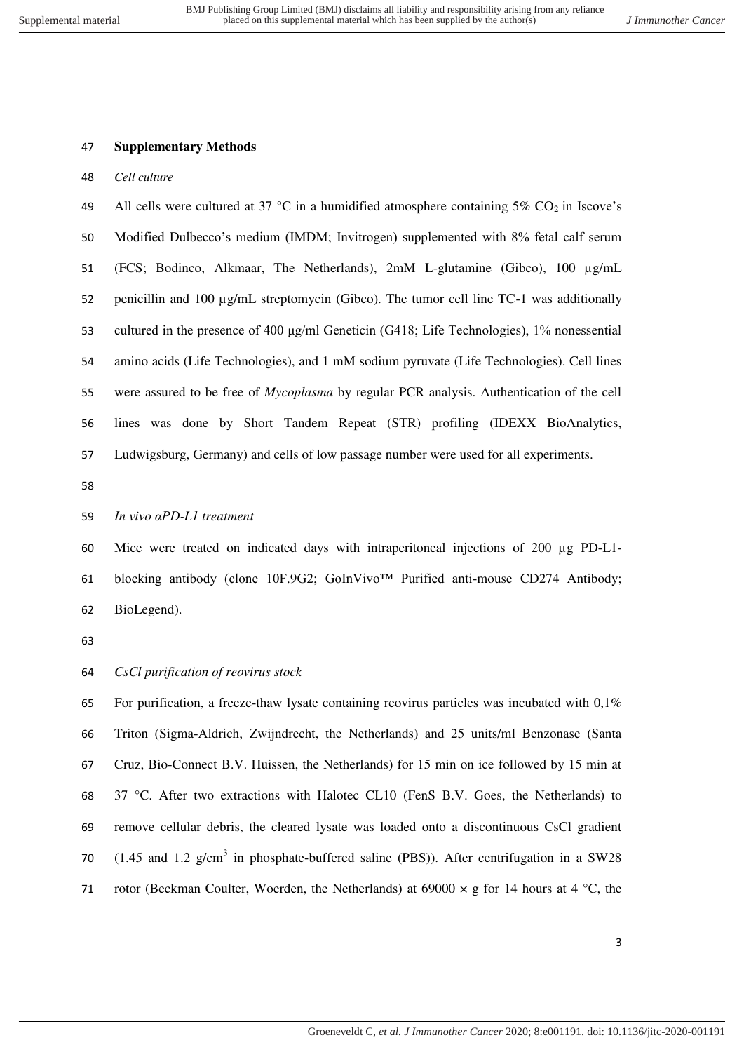## Supplementary Methods

*Cell culture*

All cells were cultured at 37 °C in a humidified atmosphere containing 5% $CO_2$ in Iscove's Modified Dulbecco's medium (IMDM; Invitrogen) supplemented with 8% fetal calf serum (FCS; Bodinco, Alkmaar, The Netherlands), 2mM L-glutamine (Gibco), 100 µg/mL penicillin and 100 µg/mL streptomycin (Gibco). The tumor cell line TC-1 was additionally cultured in the presence of 400 µg/ml Geneticin (G418; Life Technologies), 1% nonessential amino acids (Life Technologies), and 1 mM sodium pyruvate (Life Technologies). Cell lines were assured to be free of *Mycoplasma* by regular PCR analysis. Authentication of the cell lines was done by Short Tandem Repeat (STR) profiling (IDEXX BioAnalytics, Ludwigsburg, Germany) and cells of low passage number were used for all experiments.

*In vivo αPD-L1 treatment*

Mice were treated on indicated days with intraperitoneal injections of 200 µg PD-L1-blocking antibody (clone 10F.9G2; GoInVivo™ Purified anti-mouse CD274 Antibody; BioLegend).

*CsCl purification of reovirus stock*

For purification, a freeze-thaw lysate containing reovirus particles was incubated with 0,1% Triton (Sigma-Aldrich, Zwijndrecht, the Netherlands) and 25 units/ml Benzonase (Santa Cruz, Bio-Connect B.V. Huissen, the Netherlands) for 15 min on ice followed by 15 min at 37 °C. After two extractions with Halotec CL10 (FenS B.V. Goes, the Netherlands) to remove cellular debris, the cleared lysate was loaded onto a discontinuous CsCl gradient (1.45 and 1.2 g/cm$^3$ in phosphate-buffered saline (PBS)). After centrifugation in a SW28 rotor (Beckman Coulter, Woerden, the Netherlands) at 69000 × g for 14 hours at 4 °C, the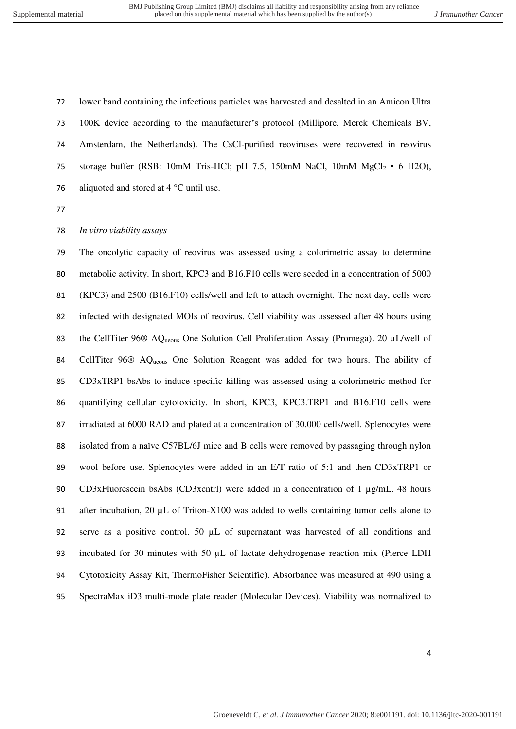lower band containing the infectious particles was harvested and desalted in an Amicon Ultra 100K device according to the manufacturer's protocol (Millipore, Merck Chemicals BV, Amsterdam, the Netherlands). The CsCl-purified reoviruses were recovered in reovirus storage buffer (RSB: 10mM Tris-HCl; pH 7.5, 150mM NaCl, 10mM $MgCl_2$ • 6 H2O), aliquoted and stored at 4 °C until use.

*In vitro viability assays*

The oncolytic capacity of reovirus was assessed using a colorimetric assay to determine metabolic activity. In short, KPC3 and B16.F10 cells were seeded in a concentration of 5000 (KPC3) and 2500 (B16.F10) cells/well and left to attach overnight. The next day, cells were infected with designated MOIs of reovirus. Cell viability was assessed after 48 hours using the CellTiter 96® $AQ_{ueous}$ One Solution Cell Proliferation Assay (Promega). 20 µL/well of CellTiter 96® $AQ_{ueous}$ One Solution Reagent was added for two hours. The ability of CD3xTRP1 bsAbs to induce specific killing was assessed using a colorimetric method for quantifying cellular cytotoxicity. In short, KPC3, KPC3.TRP1 and B16.F10 cells were irradiated at 6000 RAD and plated at a concentration of 30.000 cells/well. Splenocytes were isolated from a naïve C57BL/6J mice and B cells were removed by passaging through nylon wool before use. Splenocytes were added in an E/T ratio of 5:1 and then CD3xTRP1 or CD3xFluorescein bsAbs (CD3xcntrl) were added in a concentration of 1 µg/mL. 48 hours after incubation, 20 µL of Triton-X100 was added to wells containing tumor cells alone to serve as a positive control. 50 µL of supernatant was harvested of all conditions and incubated for 30 minutes with 50 µL of lactate dehydrogenase reaction mix (Pierce LDH Cytotoxicity Assay Kit, ThermoFisher Scientific). Absorbance was measured at 490 using a SpectraMax iD3 multi-mode plate reader (Molecular Devices). Viability was normalized to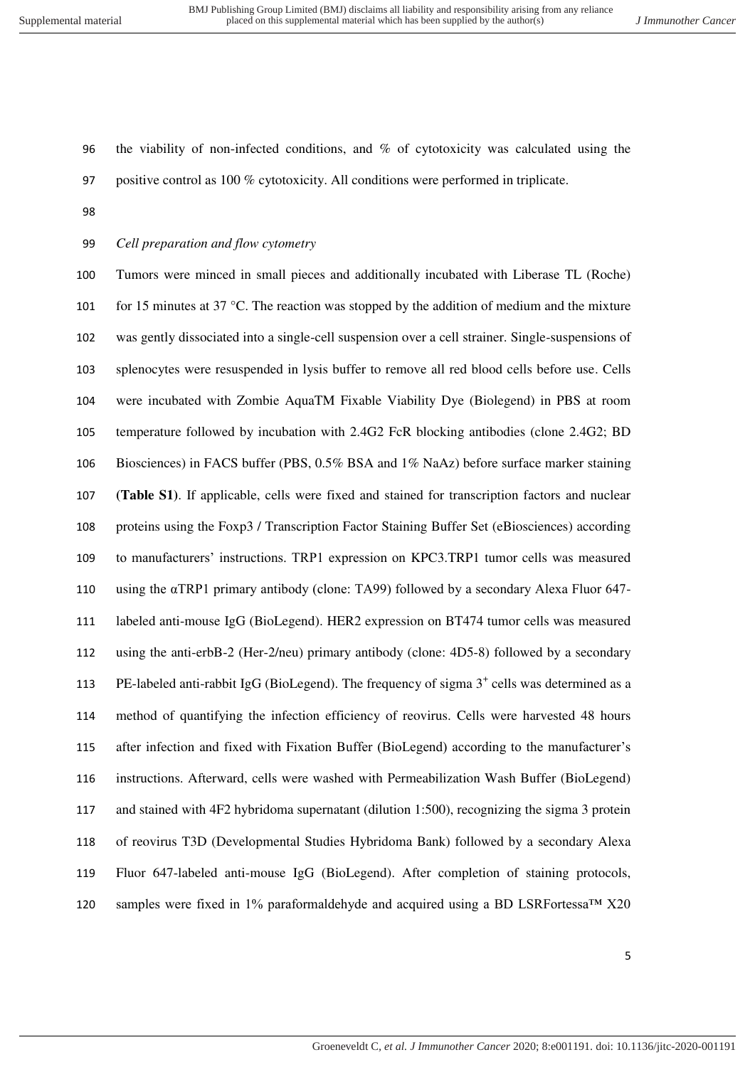the viability of non-infected conditions, and % of cytotoxicity was calculated using the positive control as 100 % cytotoxicity. All conditions were performed in triplicate.

*Cell preparation and flow cytometry*

Tumors were minced in small pieces and additionally incubated with Liberase TL (Roche) for 15 minutes at 37 °C. The reaction was stopped by the addition of medium and the mixture was gently dissociated into a single-cell suspension over a cell strainer. Single-suspensions of splenocytes were resuspended in lysis buffer to remove all red blood cells before use. Cells were incubated with Zombie AquaTM Fixable Viability Dye (Biolegend) in PBS at room temperature followed by incubation with 2.4G2 FcR blocking antibodies (clone 2.4G2; BD Biosciences) in FACS buffer (PBS, 0.5% BSA and 1% NaAz) before surface marker staining (**Table S1**). If applicable, cells were fixed and stained for transcription factors and nuclear proteins using the Foxp3 / Transcription Factor Staining Buffer Set (eBiosciences) according to manufacturers' instructions. TRP1 expression on KPC3.TRP1 tumor cells was measured using the αTRP1 primary antibody (clone: TA99) followed by a secondary Alexa Fluor 647-labeled anti-mouse IgG (BioLegend). HER2 expression on BT474 tumor cells was measured using the anti-erbB-2 (Her-2/neu) primary antibody (clone: 4D5-8) followed by a secondary PE-labeled anti-rabbit IgG (BioLegend). The frequency of sigma $3^+$ cells was determined as a method of quantifying the infection efficiency of reovirus. Cells were harvested 48 hours after infection and fixed with Fixation Buffer (BioLegend) according to the manufacturer's instructions. Afterward, cells were washed with Permeabilization Wash Buffer (BioLegend) and stained with 4F2 hybridoma supernatant (dilution 1:500), recognizing the sigma 3 protein of reovirus T3D (Developmental Studies Hybridoma Bank) followed by a secondary Alexa Fluor 647-labeled anti-mouse IgG (BioLegend). After completion of staining protocols, samples were fixed in 1% paraformaldehyde and acquired using a BD LSRFortessa™ X20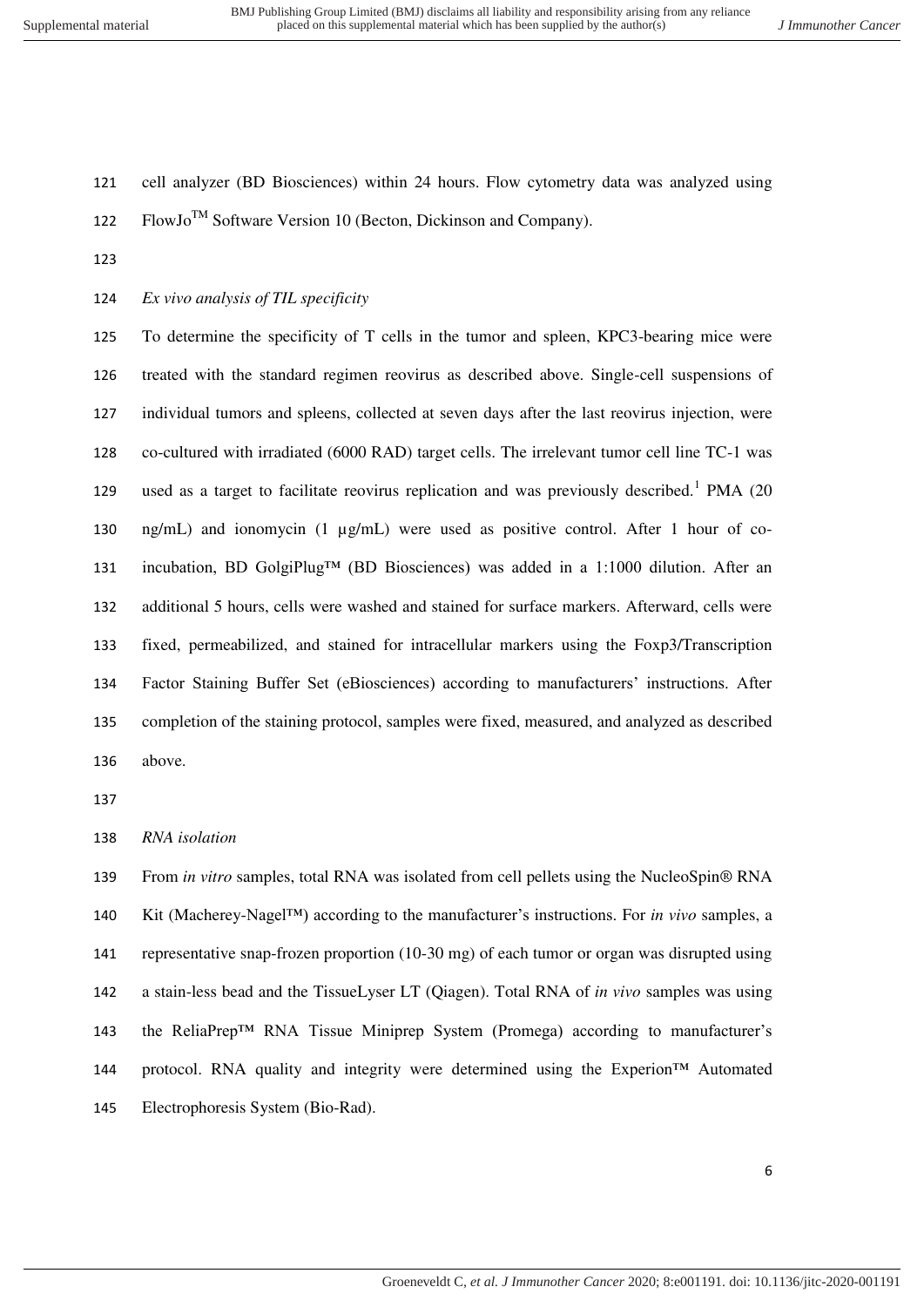cell analyzer (BD Biosciences) within 24 hours. Flow cytometry data was analyzed using FlowJo™ Software Version 10 (Becton, Dickinson and Company).

*Ex vivo analysis of TIL specificity*

To determine the specificity of T cells in the tumor and spleen, KPC3-bearing mice were treated with the standard regimen reovirus as described above. Single-cell suspensions of individual tumors and spleens, collected at seven days after the last reovirus injection, were co-cultured with irradiated (6000 RAD) target cells. The irrelevant tumor cell line TC-1 was used as a target to facilitate reovirus replication and was previously described.[1] PMA (20 ng/mL) and ionomycin (1 µg/mL) were used as positive control. After 1 hour of co-incubation, BD GolgiPlug™ (BD Biosciences) was added in a 1:1000 dilution. After an additional 5 hours, cells were washed and stained for surface markers. Afterward, cells were fixed, permeabilized, and stained for intracellular markers using the Foxp3/Transcription Factor Staining Buffer Set (eBiosciences) according to manufacturers' instructions. After completion of the staining protocol, samples were fixed, measured, and analyzed as described above.

*RNA isolation*

From *in vitro* samples, total RNA was isolated from cell pellets using the NucleoSpin® RNA Kit (Macherey-Nagel™) according to the manufacturer's instructions. For *in vivo* samples, a representative snap-frozen proportion (10-30 mg) of each tumor or organ was disrupted using a stain-less bead and the TissueLyser LT (Qiagen). Total RNA of *in vivo* samples was using the ReliaPrep™ RNA Tissue Miniprep System (Promega) according to manufacturer's protocol. RNA quality and integrity were determined using the Experion™ Automated Electrophoresis System (Bio-Rad).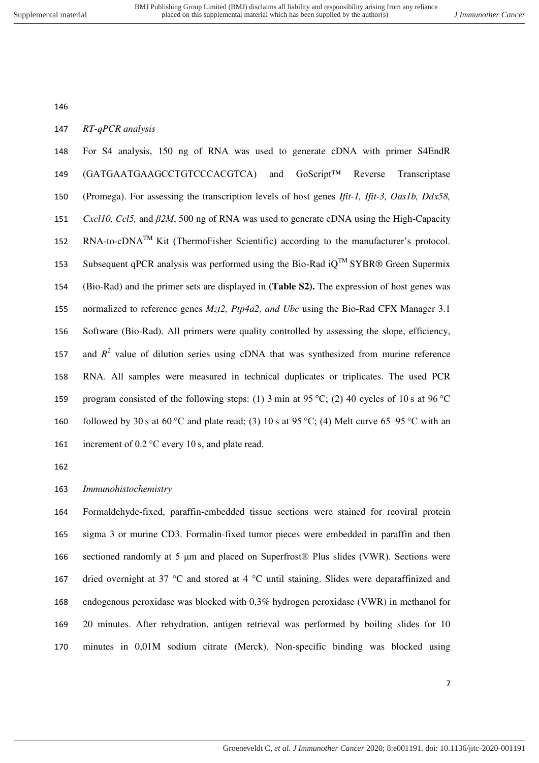*RT-qPCR analysis*

For S4 analysis, 150 ng of RNA was used to generate cDNA with primer S4EndR (GATGAATGAAGCCTGTCCCACGTCA) and GoScript™ Reverse Transcriptase (Promega). For assessing the transcription levels of host genes *Ifit-1, Ifit-3, Oas1b, Ddx58, Cxcl10, Ccl5,* and *β2M*, 500 ng of RNA was used to generate cDNA using the High-Capacity RNA-to-cDNA™ Kit (ThermoFisher Scientific) according to the manufacturer's protocol. Subsequent qPCR analysis was performed using the Bio-Rad iQ™ SYBR® Green Supermix (Bio-Rad) and the primer sets are displayed in **(Table S2).** The expression of host genes was normalized to reference genes *Mzt2, Ptp4a2, and Ubc* using the Bio-Rad CFX Manager 3.1 Software (Bio-Rad). All primers were quality controlled by assessing the slope, efficiency, and $R^2$ value of dilution series using cDNA that was synthesized from murine reference RNA. All samples were measured in technical duplicates or triplicates. The used PCR program consisted of the following steps: (1) 3 min at 95 °C; (2) 40 cycles of 10 s at 96 °C followed by 30 s at 60 °C and plate read; (3) 10 s at 95 °C; (4) Melt curve 65–95 °C with an increment of 0.2 °C every 10 s, and plate read.

*Immunohistochemistry*

Formaldehyde-fixed, paraffin-embedded tissue sections were stained for reoviral protein sigma 3 or murine CD3. Formalin-fixed tumor pieces were embedded in paraffin and then sectioned randomly at 5 µm and placed on Superfrost® Plus slides (VWR). Sections were dried overnight at 37 °C and stored at 4 °C until staining. Slides were deparaffinized and endogenous peroxidase was blocked with 0,3% hydrogen peroxidase (VWR) in methanol for 20 minutes. After rehydration, antigen retrieval was performed by boiling slides for 10 minutes in 0,01M sodium citrate (Merck). Non-specific binding was blocked using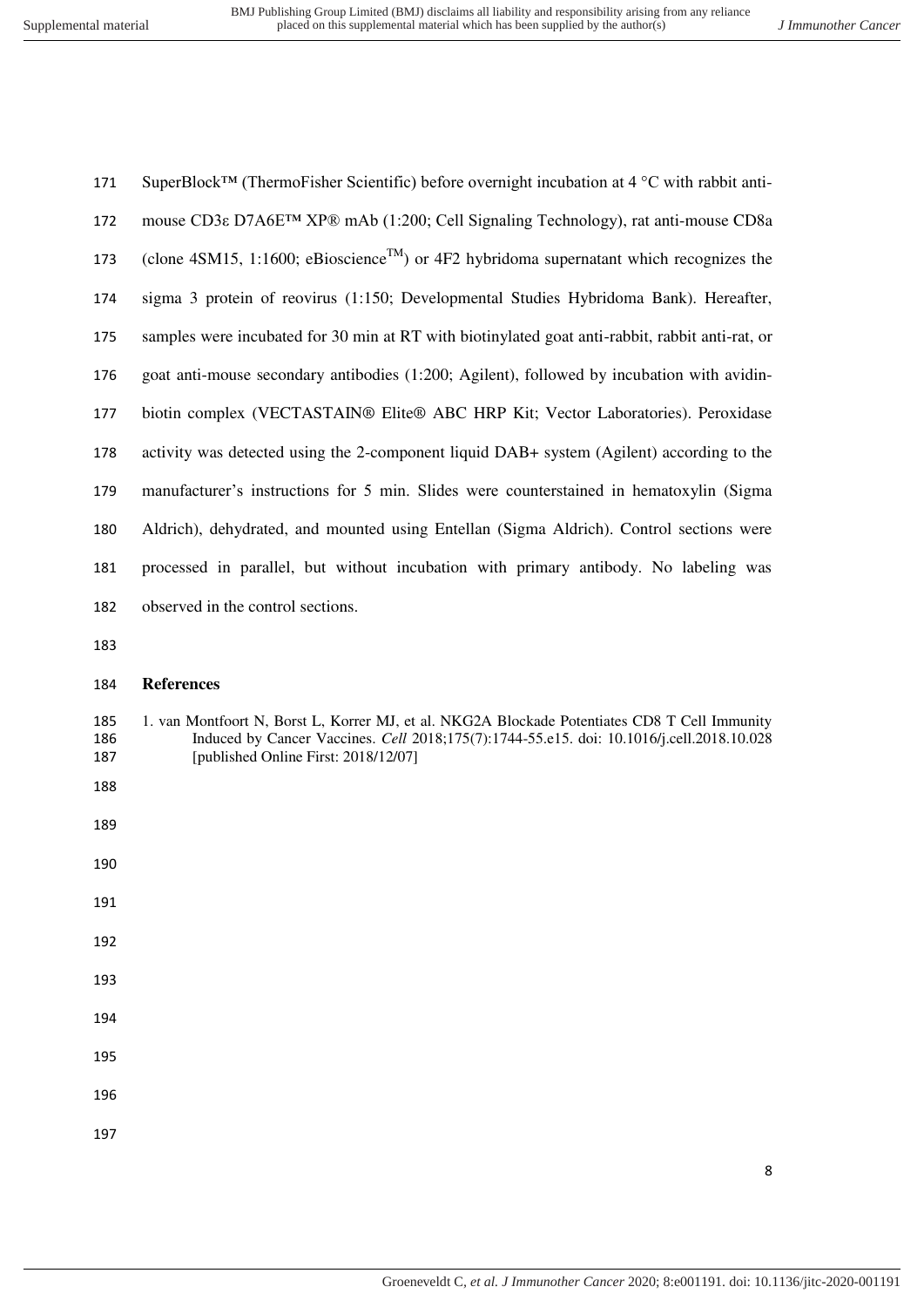SuperBlock™ (ThermoFisher Scientific) before overnight incubation at 4 °C with rabbit anti-mouse CD3ε D7A6E™ XP® mAb (1:200; Cell Signaling Technology), rat anti-mouse CD8a (clone 4SM15, 1:1600; eBioscience™) or 4F2 hybridoma supernatant which recognizes the sigma 3 protein of reovirus (1:150; Developmental Studies Hybridoma Bank). Hereafter, samples were incubated for 30 min at RT with biotinylated goat anti-rabbit, rabbit anti-rat, or goat anti-mouse secondary antibodies (1:200; Agilent), followed by incubation with avidin-biotin complex (VECTASTAIN® Elite® ABC HRP Kit; Vector Laboratories). Peroxidase activity was detected using the 2-component liquid DAB+ system (Agilent) according to the manufacturer's instructions for 5 min. Slides were counterstained in hematoxylin (Sigma Aldrich), dehydrated, and mounted using Entellan (Sigma Aldrich). Control sections were processed in parallel, but without incubation with primary antibody. No labeling was observed in the control sections.

**References**

1. van Montfoort N, Borst L, Korrer MJ, et al. NKG2A Blockade Potentiates CD8 T Cell Immunity Induced by Cancer Vaccines. *Cell* 2018;175(7):1744-55.e15. doi: 10.1016/j.cell.2018.10.028 [published Online First: 2018/12/07]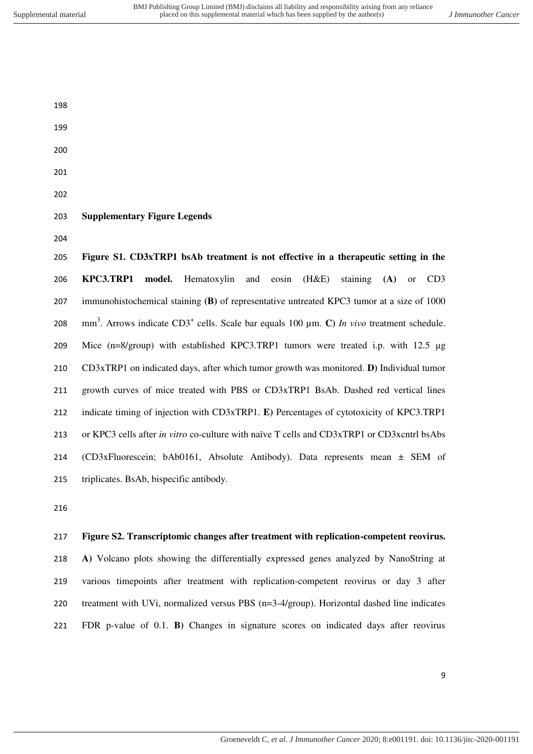## Supplementary Figure Legends

**Figure S1. CD3xTRP1 bsAb treatment is not effective in a therapeutic setting in the KPC3.TRP1 model.** Hematoxylin and eosin (H&E) staining **(A)** or CD3 immunohistochemical staining **(B)** of representative untreated KPC3 tumor at a size of 1000 mm$^3$. Arrows indicate CD3$^+$ cells. Scale bar equals 100 µm. **C)** *In vivo* treatment schedule. Mice (n=8/group) with established KPC3.TRP1 tumors were treated i.p. with 12.5 µg CD3xTRP1 on indicated days, after which tumor growth was monitored. **D)** Individual tumor growth curves of mice treated with PBS or CD3xTRP1 BsAb. Dashed red vertical lines indicate timing of injection with CD3xTRP1. **E)** Percentages of cytotoxicity of KPC3.TRP1 or KPC3 cells after *in vitro* co-culture with naïve T cells and CD3xTRP1 or CD3xcntrl bsAbs (CD3xFluorescein; bAb0161, Absolute Antibody). Data represents mean ± SEM of triplicates. BsAb, bispecific antibody.

**Figure S2. Transcriptomic changes after treatment with replication-competent reovirus.** **A)** Volcano plots showing the differentially expressed genes analyzed by NanoString at various timepoints after treatment with replication-competent reovirus or day 3 after treatment with UVi, normalized versus PBS (n=3-4/group). Horizontal dashed line indicates FDR p-value of 0.1. **B)** Changes in signature scores on indicated days after reovirus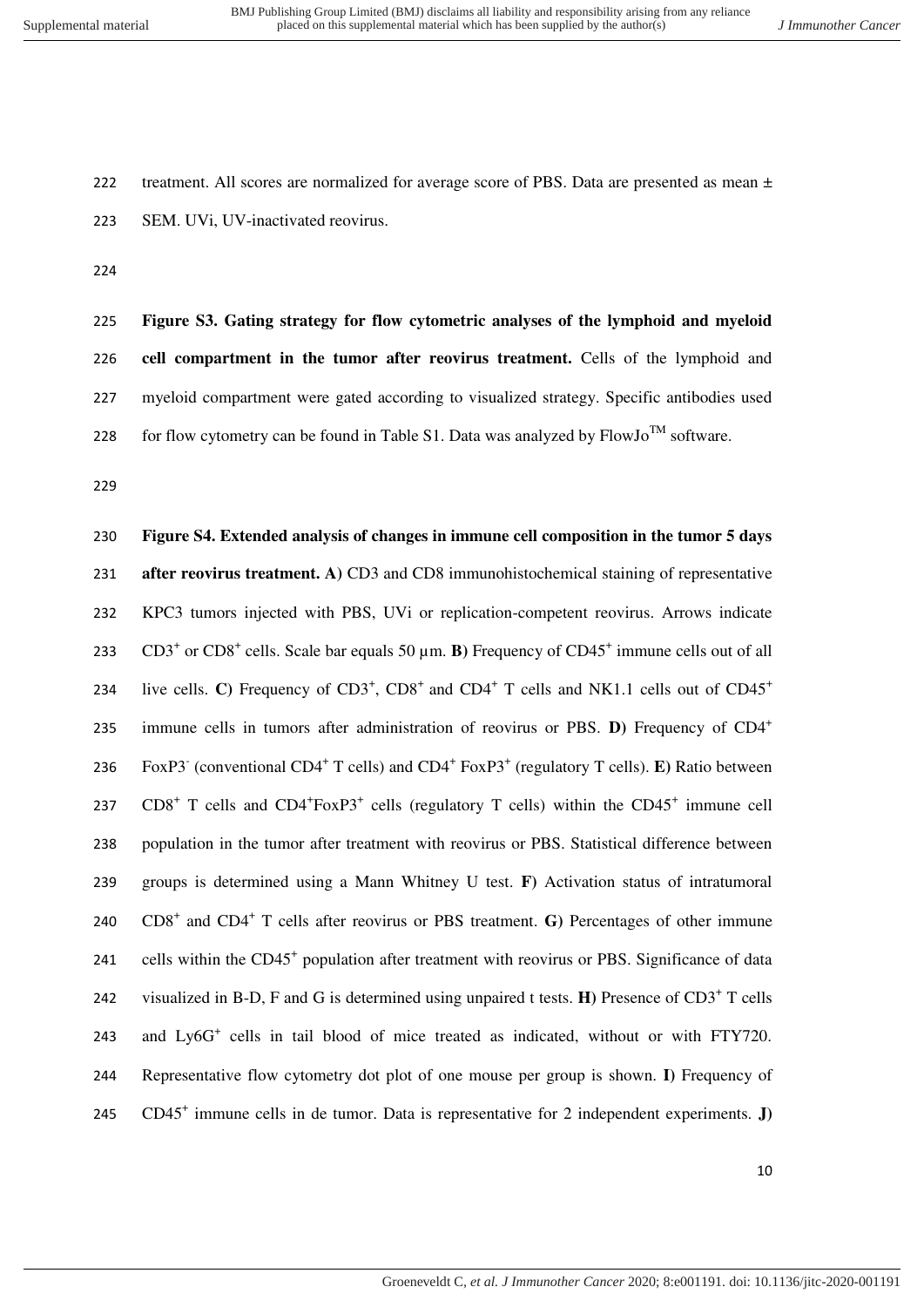treatment. All scores are normalized for average score of PBS. Data are presented as mean ± SEM. UVi, UV-inactivated reovirus.

**Figure S3. Gating strategy for flow cytometric analyses of the lymphoid and myeloid cell compartment in the tumor after reovirus treatment.** Cells of the lymphoid and myeloid compartment were gated according to visualized strategy. Specific antibodies used for flow cytometry can be found in Table S1. Data was analyzed by FlowJo™ software.

**Figure S4. Extended analysis of changes in immune cell composition in the tumor 5 days after reovirus treatment. A)** CD3 and CD8 immunohistochemical staining of representative KPC3 tumors injected with PBS, UVi or replication-competent reovirus. Arrows indicate $CD3^+$ or $CD8^+$ cells. Scale bar equals 50 µm. **B)** Frequency of $CD45^+$ immune cells out of all live cells. **C)** Frequency of $CD3^+$, $CD8^+$ and $CD4^+$ T cells and NK1.1 cells out of $CD45^+$ immune cells in tumors after administration of reovirus or PBS. **D)** Frequency of $CD4^+$ $FoxP3^-$ (conventional $CD4^+$ T cells) and $CD4^+$ $FoxP3^+$ (regulatory T cells). **E)** Ratio between $CD8^+$ T cells and $CD4^+FoxP3^+$ cells (regulatory T cells) within the $CD45^+$ immune cell population in the tumor after treatment with reovirus or PBS. Statistical difference between groups is determined using a Mann Whitney U test. **F)** Activation status of intratumoral $CD8^+$ and $CD4^+$ T cells after reovirus or PBS treatment. **G)** Percentages of other immune cells within the $CD45^+$ population after treatment with reovirus or PBS. Significance of data visualized in B-D, F and G is determined using unpaired t tests. **H)** Presence of $CD3^+$ T cells and $Ly6G^+$ cells in tail blood of mice treated as indicated, without or with FTY720. Representative flow cytometry dot plot of one mouse per group is shown. **I)** Frequency of $CD45^+$ immune cells in de tumor. Data is representative for 2 independent experiments. **J)**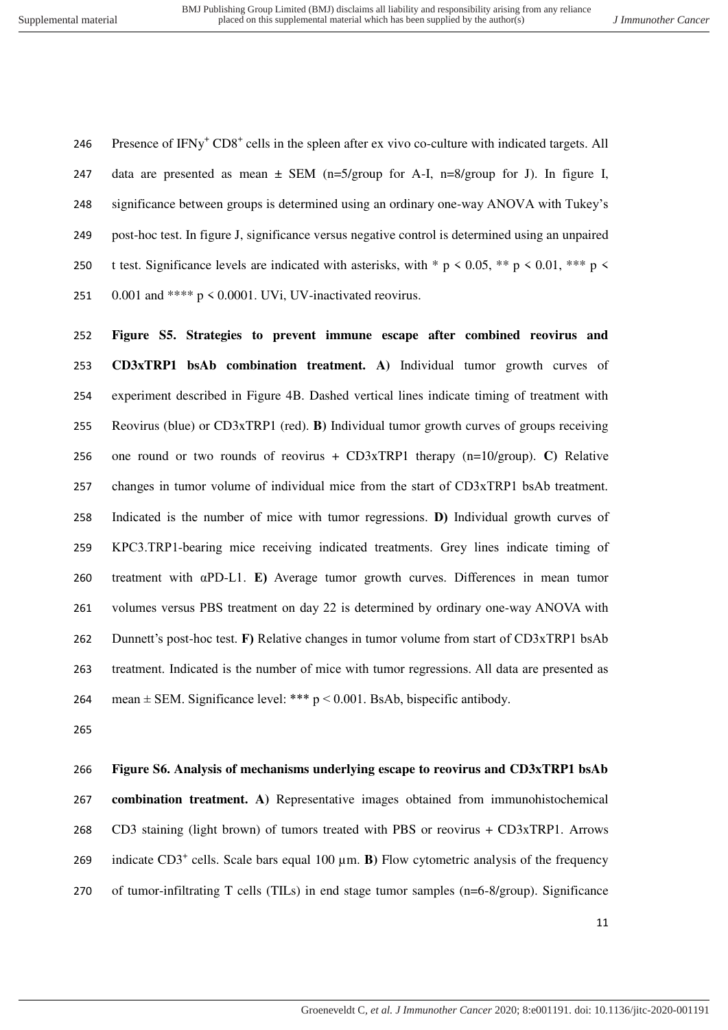Presence of IFNy$^{+}$ CD8$^{+}$ cells in the spleen after ex vivo co-culture with indicated targets. All data are presented as mean ± SEM (n=5/group for A-I, n=8/group for J). In figure I, significance between groups is determined using an ordinary one-way ANOVA with Tukey's post-hoc test. In figure J, significance versus negative control is determined using an unpaired t test. Significance levels are indicated with asterisks, with * $p < 0.05$, ** $p < 0.01$, *** $p < 0.001$ and **** $p < 0.0001$. UVi, UV-inactivated reovirus.

**Figure S5. Strategies to prevent immune escape after combined reovirus and CD3xTRP1 bsAb combination treatment.** **A**) Individual tumor growth curves of experiment described in Figure 4B. Dashed vertical lines indicate timing of treatment with Reovirus (blue) or CD3xTRP1 (red). **B**) Individual tumor growth curves of groups receiving one round or two rounds of reovirus + CD3xTRP1 therapy (n=10/group). **C**) Relative changes in tumor volume of individual mice from the start of CD3xTRP1 bsAb treatment. Indicated is the number of mice with tumor regressions. **D)** Individual growth curves of KPC3.TRP1-bearing mice receiving indicated treatments. Grey lines indicate timing of treatment with αPD-L1. **E)** Average tumor growth curves. Differences in mean tumor volumes versus PBS treatment on day 22 is determined by ordinary one-way ANOVA with Dunnett's post-hoc test. **F)** Relative changes in tumor volume from start of CD3xTRP1 bsAb treatment. Indicated is the number of mice with tumor regressions. All data are presented as mean ± SEM. Significance level: *** $p < 0.001$. BsAb, bispecific antibody.

**Figure S6. Analysis of mechanisms underlying escape to reovirus and CD3xTRP1 bsAb combination treatment.** **A**) Representative images obtained from immunohistochemical CD3 staining (light brown) of tumors treated with PBS or reovirus + CD3xTRP1. Arrows indicate CD3$^{+}$ cells. Scale bars equal 100 µm. **B**) Flow cytometric analysis of the frequency of tumor-infiltrating T cells (TILs) in end stage tumor samples (n=6-8/group). Significance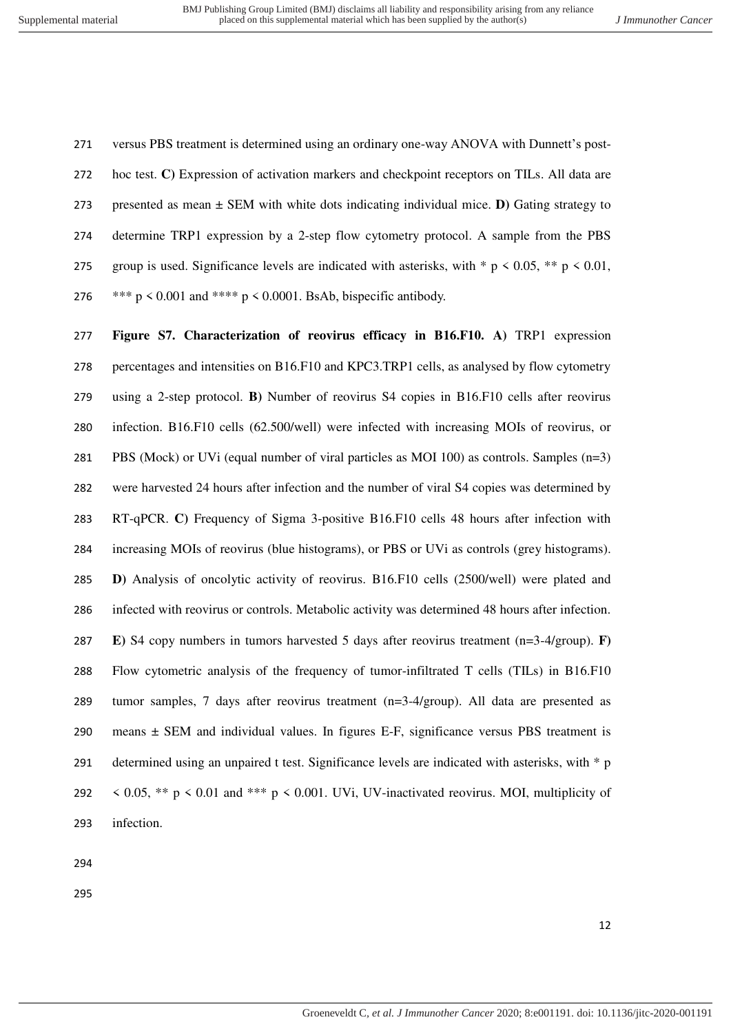versus PBS treatment is determined using an ordinary one-way ANOVA with Dunnett's post-hoc test. **C)** Expression of activation markers and checkpoint receptors on TILs. All data are presented as mean ± SEM with white dots indicating individual mice. **D)** Gating strategy to determine TRP1 expression by a 2-step flow cytometry protocol. A sample from the PBS group is used. Significance levels are indicated with asterisks, with * $p < 0.05$, ** $p < 0.01$, *** $p < 0.001$ and **** $p < 0.0001$. BsAb, bispecific antibody.

**Figure S7. Characterization of reovirus efficacy in B16.F10. A)** TRP1 expression percentages and intensities on B16.F10 and KPC3.TRP1 cells, as analysed by flow cytometry using a 2-step protocol. **B)** Number of reovirus S4 copies in B16.F10 cells after reovirus infection. B16.F10 cells (62.500/well) were infected with increasing MOIs of reovirus, or PBS (Mock) or UVi (equal number of viral particles as MOI 100) as controls. Samples (n=3) were harvested 24 hours after infection and the number of viral S4 copies was determined by RT-qPCR. **C)** Frequency of Sigma 3-positive B16.F10 cells 48 hours after infection with increasing MOIs of reovirus (blue histograms), or PBS or UVi as controls (grey histograms). **D)** Analysis of oncolytic activity of reovirus. B16.F10 cells (2500/well) were plated and infected with reovirus or controls. Metabolic activity was determined 48 hours after infection. **E)** S4 copy numbers in tumors harvested 5 days after reovirus treatment (n=3-4/group). **F)** Flow cytometric analysis of the frequency of tumor-infiltrated T cells (TILs) in B16.F10 tumor samples, 7 days after reovirus treatment (n=3-4/group). All data are presented as means ± SEM and individual values. In figures E-F, significance versus PBS treatment is determined using an unpaired t test. Significance levels are indicated with asterisks, with * $p < 0.05$, ** $p < 0.01$ and *** $p < 0.001$. UVi, UV-inactivated reovirus. MOI, multiplicity of infection.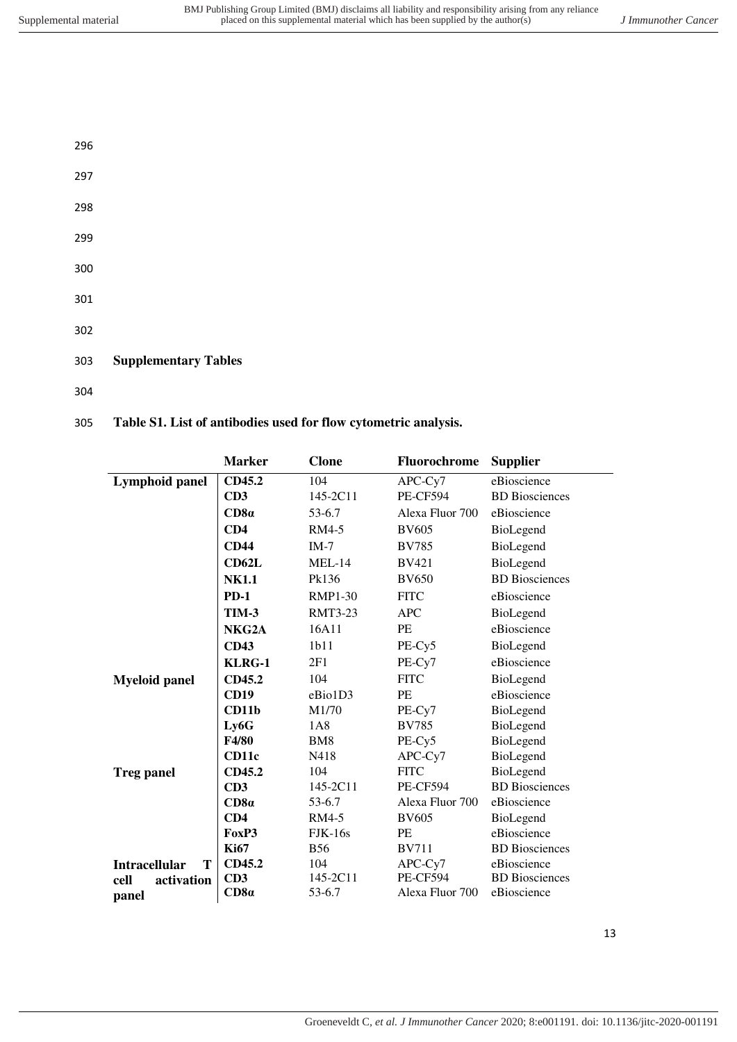## Supplementary Tables

**Table S1. List of antibodies used for flow cytometric analysis.**

| | Marker | Clone | Fluorochrome | Supplier |
|---|---|---|---|---|
| **Lymphoid panel** | **CD45.2** | 104 | APC-Cy7 | eBioscience |
| | **CD3** | 145-2C11 | PE-CF594 | BD Biosciences |
| | **CD8α** | 53-6.7 | Alexa Fluor 700 | eBioscience |
| | **CD4** | RM4-5 | BV605 | BioLegend |
| | **CD44** | IM-7 | BV785 | BioLegend |
| | **CD62L** | MEL-14 | BV421 | BioLegend |
| | **NK1.1** | Pk136 | BV650 | BD Biosciences |
| | **PD-1** | RMP1-30 | FITC | eBioscience |
| | **TIM-3** | RMT3-23 | APC | BioLegend |
| | **NKG2A** | 16A11 | PE | eBioscience |
| | **CD43** | 1b11 | PE-Cy5 | BioLegend |
| | **KLRG-1** | 2F1 | PE-Cy7 | eBioscience |
| **Myeloid panel** | **CD45.2** | 104 | FITC | BioLegend |
| | **CD19** | eBio1D3 | PE | eBioscience |
| | **CD11b** | M1/70 | PE-Cy7 | BioLegend |
| | **Ly6G** | 1A8 | BV785 | BioLegend |
| | **F4/80** | BM8 | PE-Cy5 | BioLegend |
| | **CD11c** | N418 | APC-Cy7 | BioLegend |
| **Treg panel** | **CD45.2** | 104 | FITC | BioLegend |
| | **CD3** | 145-2C11 | PE-CF594 | BD Biosciences |
| | **CD8α** | 53-6.7 | Alexa Fluor 700 | eBioscience |
| | **CD4** | RM4-5 | BV605 | BioLegend |
| | **FoxP3** | FJK-16s | PE | eBioscience |
| | **Ki67** | B56 | BV711 | BD Biosciences |
| **Intracellular T cell activation panel** | **CD45.2** | 104 | APC-Cy7 | eBioscience |
| | **CD3** | 145-2C11 | PE-CF594 | BD Biosciences |
| | **CD8α** | 53-6.7 | Alexa Fluor 700 | eBioscience |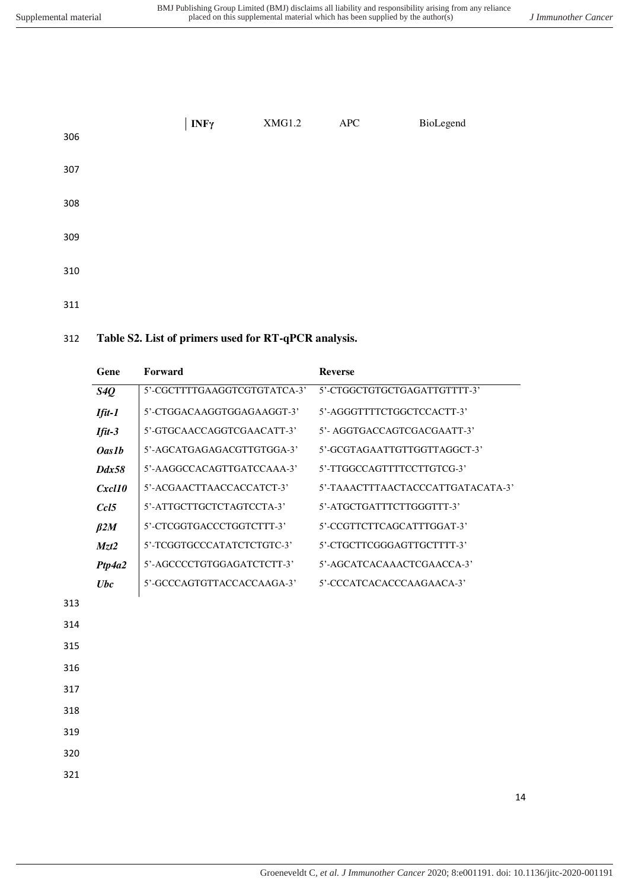| | | | |
|---|---|---|---|
| **INFγ** | XMG1.2 | APC | BioLegend |

**Table S2. List of primers used for RT-qPCR analysis.**

| Gene | Forward | Reverse |
|---|---|---|
| ***S4Q*** | 5'-CGCTTTTGAAGGTCGTGTATCA-3' | 5'-CTGGCTGTGCTGAGATTGTTTT-3' |
| ***Ifit-1*** | 5'-CTGGACAAGGTGGAGAAGGT-3' | 5'-AGGGTTTTCTGGCTCCACTT-3' |
| ***Ifit-3*** | 5'-GTGCAACCAGGTCGAACATT-3' | 5'- AGGTGACCAGTCGACGAATT-3' |
| ***Oas1b*** | 5'-AGCATGAGAGACGTTGTGGA-3' | 5'-GCGTAGAATTGTTGGTTAGGCT-3' |
| ***Ddx58*** | 5'-AAGGCCACAGTTGATCCAAA-3' | 5'-TTGGCCAGTTTTCCTTGTCG-3' |
| ***Cxcl10*** | 5'-ACGAACTTAACCACCATCT-3' | 5'-TAAACTTTAACTACCCATTGATACATA-3' |
| ***Ccl5*** | 5'-ATTGCTTGCTCTAGTCCTA-3' | 5'-ATGCTGATTTCTTGGGTTT-3' |
| ***β2M*** | 5'-CTCGGTGACCCTGGTCTTT-3' | 5'-CCGTTCTTCAGCATTTGGAT-3' |
| ***Mzt2*** | 5'-TCGGTGCCCATATCTCTGTC-3' | 5'-CTGCTTCGGGAGTTGCTTTT-3' |
| ***Ptp4a2*** | 5'-AGCCCCTGTGGAGATCTCTT-3' | 5'-AGCATCACAAACTCGAACCA-3' |
| ***Ubc*** | 5'-GCCCAGTGTTACCACCAAGA-3' | 5'-CCCATCACACCCAAGAACA-3' |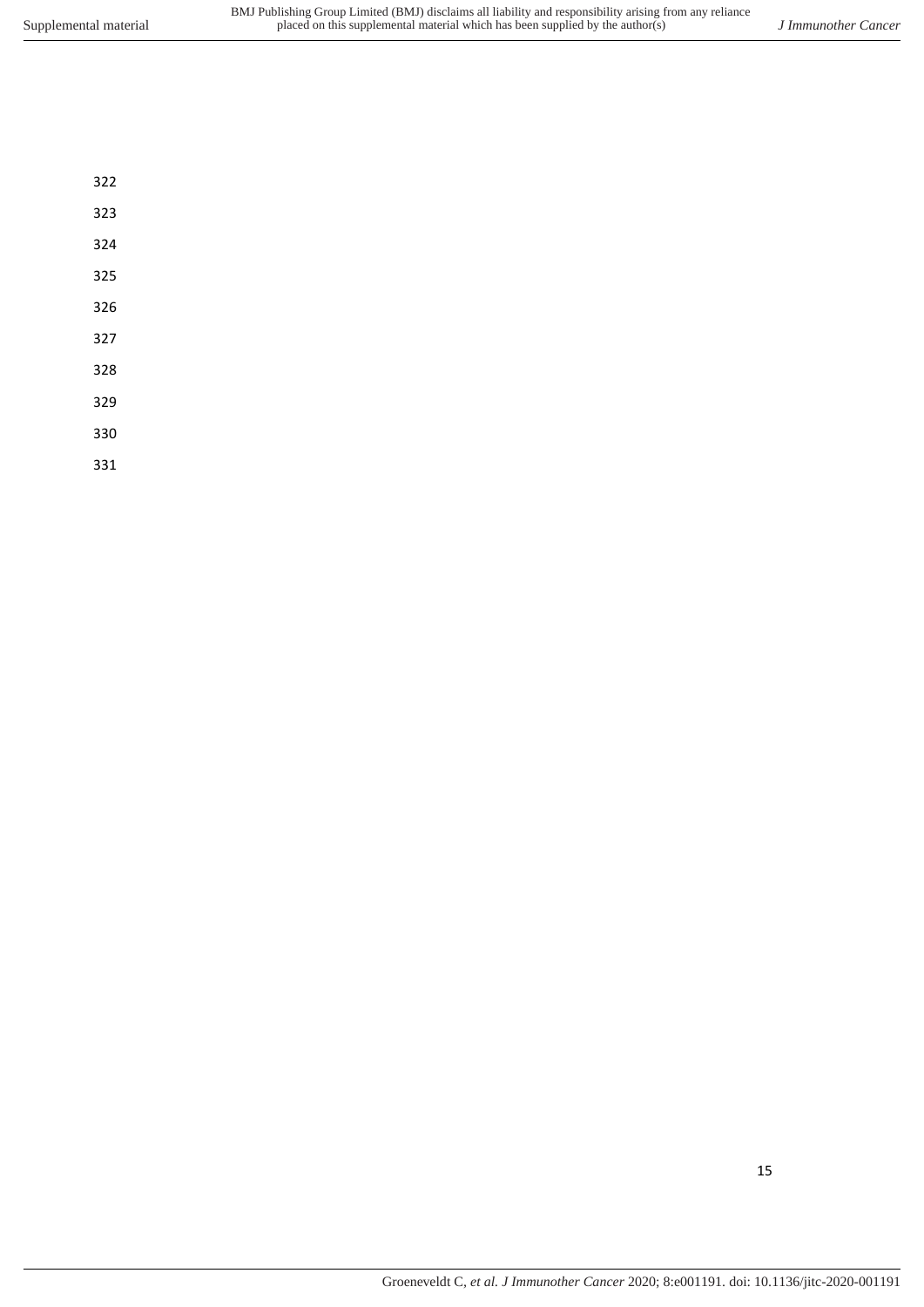322

323

324

325

326

327

328

329

330

331